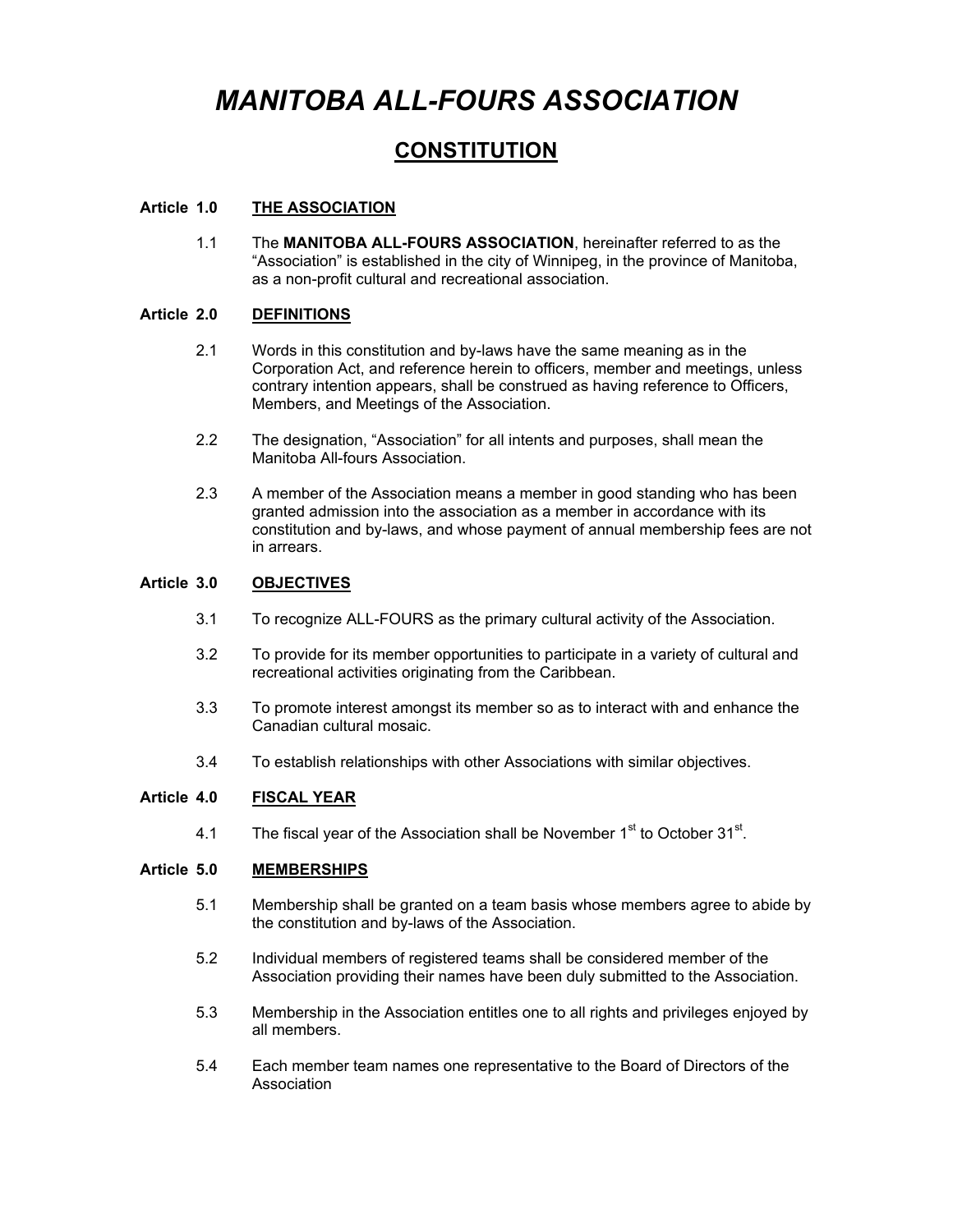# *MANITOBA ALL-FOURS ASSOCIATION*

## CONSTITUTION

### Article 1.0 THE ASSOCIATION

1.1 The **MANITOBA ALL-FOURS ASSOCIATION**, hereinafter referred to as the "Association" is established in the city of Winnipeg, in the province of Manitoba, as a non-profit cultural and recreational association.

### Article 2.0 DEFINITIONS

2.1 Words in this constitution and by-laws have the same meaning as in the Corporation Act, and reference herein to officers, member and meetings, unless contrary intention appears, shall be construed as having reference to Officers, Members, and Meetings of the Association.

2.2 The designation, "Association" for all intents and purposes, shall mean the Manitoba All-fours Association.

2.3 A member of the Association means a member in good standing who has been granted admission into the association as a member in accordance with its constitution and by-laws, and whose payment of annual membership fees are not in arrears.

### Article 3.0 OBJECTIVES

3.1 To recognize ALL-FOURS as the primary cultural activity of the Association.

3.2 To provide for its member opportunities to participate in a variety of cultural and recreational activities originating from the Caribbean.

3.3 To promote interest amongst its member so as to interact with and enhance the Canadian cultural mosaic.

3.4 To establish relationships with other Associations with similar objectives.

### Article 4.0 FISCAL YEAR

4.1 The fiscal year of the Association shall be November 1st to October 31st.

### Article 5.0 MEMBERSHIPS

5.1 Membership shall be granted on a team basis whose members agree to abide by the constitution and by-laws of the Association.

5.2 Individual members of registered teams shall be considered member of the Association providing their names have been duly submitted to the Association.

5.3 Membership in the Association entitles one to all rights and privileges enjoyed by all members.

5.4 Each member team names one representative to the Board of Directors of the Association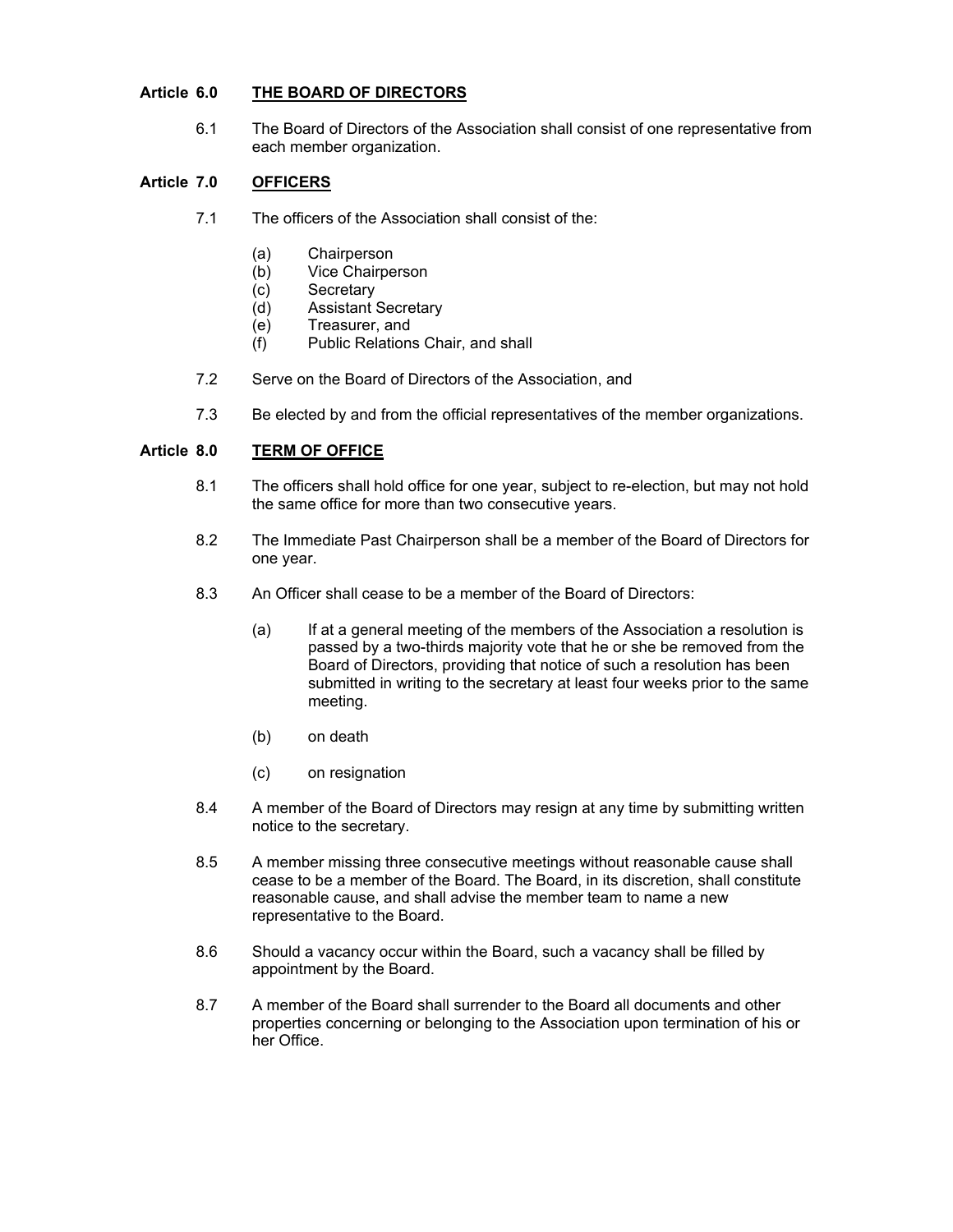## Article 6.0 THE BOARD OF DIRECTORS

6.1 The Board of Directors of the Association shall consist of one representative from each member organization.

## Article 7.0 OFFICERS

7.1 The officers of the Association shall consist of the:

- (a) Chairperson
- (b) Vice Chairperson
- (c) Secretary
- (d) Assistant Secretary
- (e) Treasurer, and
- (f) Public Relations Chair, and shall

7.2 Serve on the Board of Directors of the Association, and

7.3 Be elected by and from the official representatives of the member organizations.

## Article 8.0 TERM OF OFFICE

8.1 The officers shall hold office for one year, subject to re-election, but may not hold the same office for more than two consecutive years.

8.2 The Immediate Past Chairperson shall be a member of the Board of Directors for one year.

8.3 An Officer shall cease to be a member of the Board of Directors:

- (a) If at a general meeting of the members of the Association a resolution is passed by a two-thirds majority vote that he or she be removed from the Board of Directors, providing that notice of such a resolution has been submitted in writing to the secretary at least four weeks prior to the same meeting.
- (b) on death
- (c) on resignation

8.4 A member of the Board of Directors may resign at any time by submitting written notice to the secretary.

8.5 A member missing three consecutive meetings without reasonable cause shall cease to be a member of the Board. The Board, in its discretion, shall constitute reasonable cause, and shall advise the member team to name a new representative to the Board.

8.6 Should a vacancy occur within the Board, such a vacancy shall be filled by appointment by the Board.

8.7 A member of the Board shall surrender to the Board all documents and other properties concerning or belonging to the Association upon termination of his or her Office.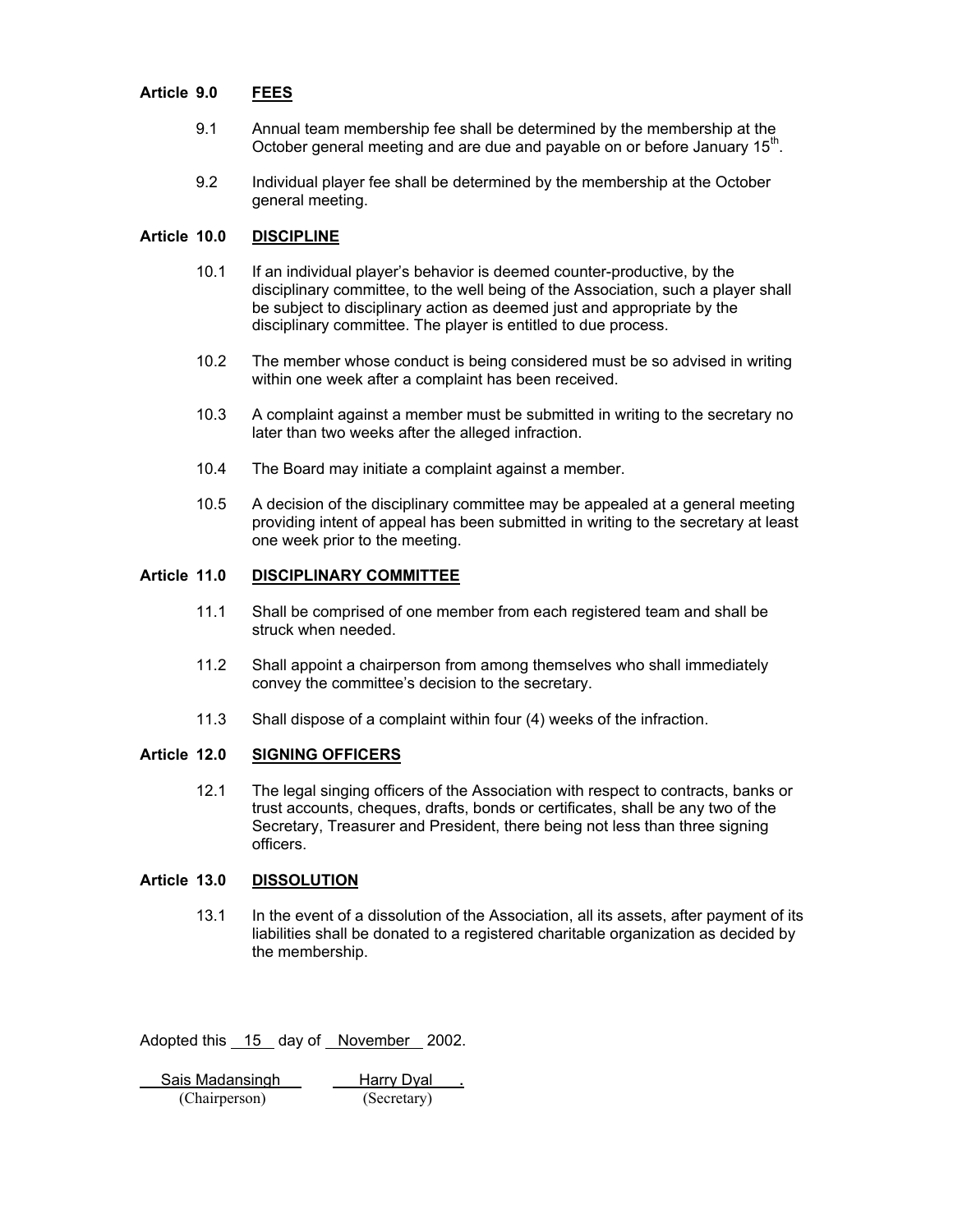**Article 9.0 FEES**

9.1 Annual team membership fee shall be determined by the membership at the October general meeting and are due and payable on or before January 15th.

9.2 Individual player fee shall be determined by the membership at the October general meeting.

**Article 10.0 DISCIPLINE**

10.1 If an individual player's behavior is deemed counter-productive, by the disciplinary committee, to the well being of the Association, such a player shall be subject to disciplinary action as deemed just and appropriate by the disciplinary committee. The player is entitled to due process.

10.2 The member whose conduct is being considered must be so advised in writing within one week after a complaint has been received.

10.3 A complaint against a member must be submitted in writing to the secretary no later than two weeks after the alleged infraction.

10.4 The Board may initiate a complaint against a member.

10.5 A decision of the disciplinary committee may be appealed at a general meeting providing intent of appeal has been submitted in writing to the secretary at least one week prior to the meeting.

**Article 11.0 DISCIPLINARY COMMITTEE**

11.1 Shall be comprised of one member from each registered team and shall be struck when needed.

11.2 Shall appoint a chairperson from among themselves who shall immediately convey the committee's decision to the secretary.

11.3 Shall dispose of a complaint within four (4) weeks of the infraction.

**Article 12.0 SIGNING OFFICERS**

12.1 The legal singing officers of the Association with respect to contracts, banks or trust accounts, cheques, drafts, bonds or certificates, shall be any two of the Secretary, Treasurer and President, there being not less than three signing officers.

**Article 13.0 DISSOLUTION**

13.1 In the event of a dissolution of the Association, all its assets, after payment of its liabilities shall be donated to a registered charitable organization as decided by the membership.

Adopted this 15 day of November 2002.

Sais Madansingh (Chairperson)

Harry Dyal (Secretary)